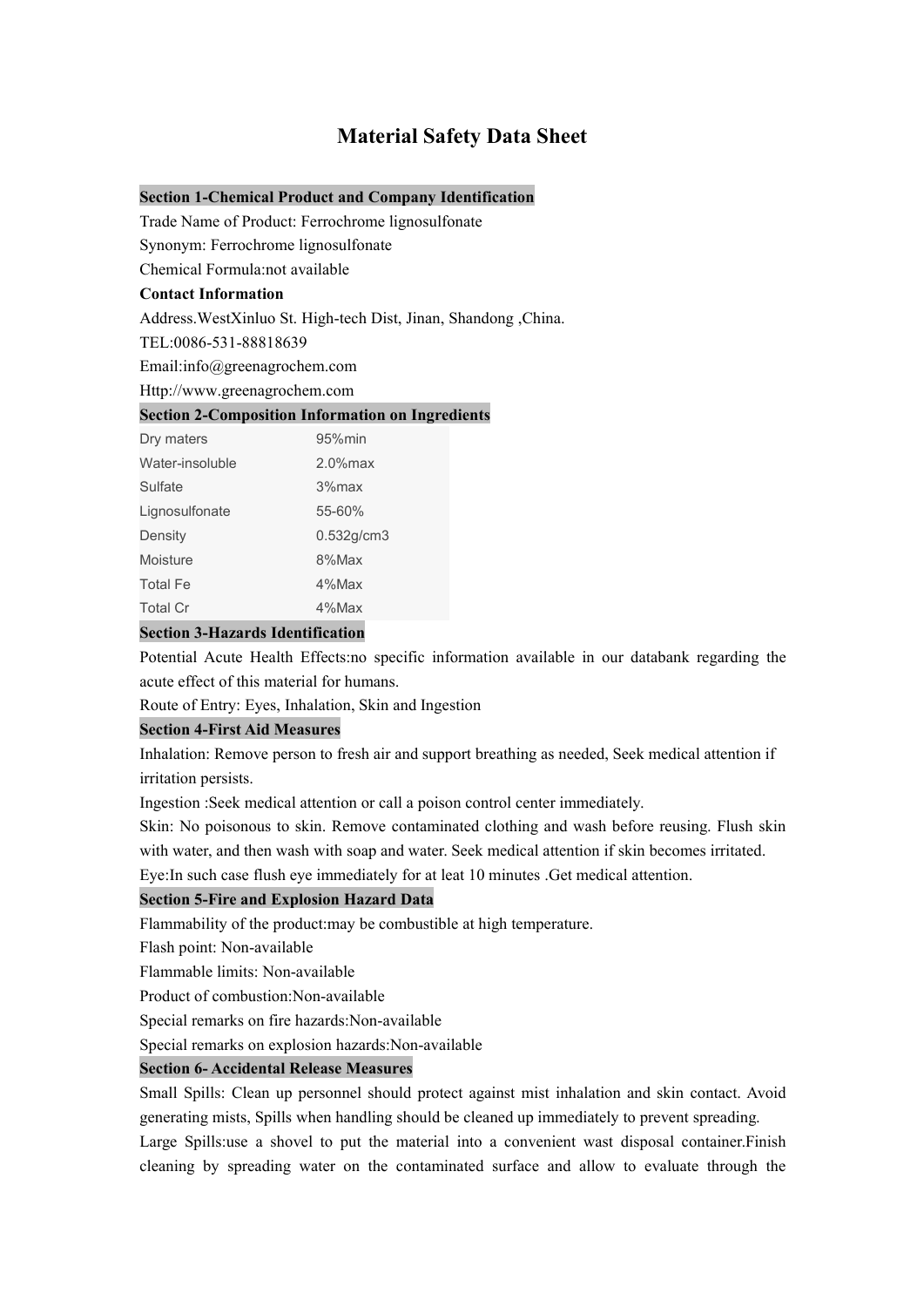# Material Safety Data Sheet

## Section 1-Chemical Product and Company Identification

Trade Name of Product: Ferrochrome lignosulfonate

Synonym: Ferrochrome lignosulfonate

Chemical Formula:not available

**Contact Information**

Address.WestXinluo St. High-tech Dist, Jinan, Shandong ,China.

TEL:0086-531-88818639

Email:info@greenagrochem.com

Http://www.greenagrochem.com

## Section 2-Composition Information on Ingredients

| | |
|---|---|
| Dry maters | 95%min |
| Water-insoluble | 2.0%max |
| Sulfate | 3%max |
| Lignosulfonate | 55-60% |
| Density | 0.532g/cm3 |
| Moisture | 8%Max |
| Total Fe | 4%Max |
| Total Cr | 4%Max |

## Section 3-Hazards Identification

Potential Acute Health Effects:no specific information available in our databank regarding the acute effect of this material for humans.

Route of Entry: Eyes, Inhalation, Skin and Ingestion

## Section 4-First Aid Measures

Inhalation: Remove person to fresh air and support breathing as needed, Seek medical attention if irritation persists.

Ingestion :Seek medical attention or call a poison control center immediately.

Skin: No poisonous to skin. Remove contaminated clothing and wash before reusing. Flush skin with water, and then wash with soap and water. Seek medical attention if skin becomes irritated.

Eye:In such case flush eye immediately for at leat 10 minutes .Get medical attention.

## Section 5-Fire and Explosion Hazard Data

Flammability of the product:may be combustible at high temperature.

Flash point: Non-available

Flammable limits: Non-available

Product of combustion:Non-available

Special remarks on fire hazards:Non-available

Special remarks on explosion hazards:Non-available

## Section 6- Accidental Release Measures

Small Spills: Clean up personnel should protect against mist inhalation and skin contact. Avoid generating mists, Spills when handling should be cleaned up immediately to prevent spreading.

Large Spills:use a shovel to put the material into a convenient wast disposal container.Finish cleaning by spreading water on the contaminated surface and allow to evaluate through the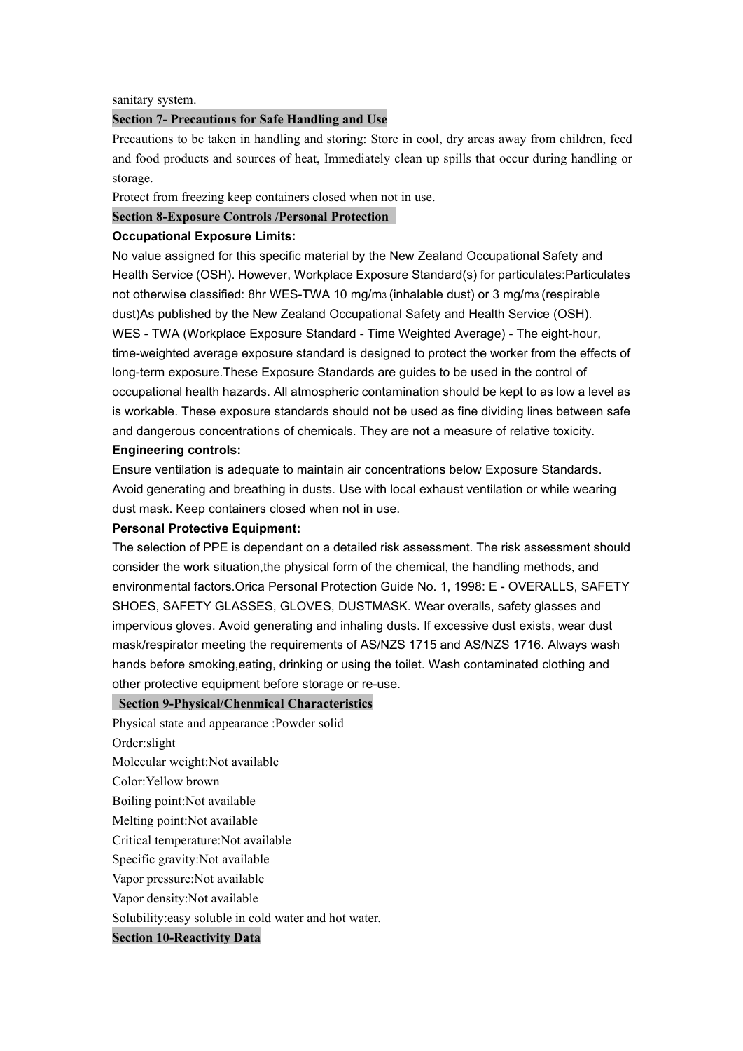sanitary system.

## Section 7- Precautions for Safe Handling and Use

Precautions to be taken in handling and storing: Store in cool, dry areas away from children, feed and food products and sources of heat, Immediately clean up spills that occur during handling or storage.

Protect from freezing keep containers closed when not in use.

## Section 8-Exposure Controls /Personal Protection

**Occupational Exposure Limits:**

No value assigned for this specific material by the New Zealand Occupational Safety and Health Service (OSH). However, Workplace Exposure Standard(s) for particulates:Particulates not otherwise classified: 8hr WES-TWA 10 mg/$m^3$ (inhalable dust) or 3 mg/$m^3$ (respirable dust)As published by the New Zealand Occupational Safety and Health Service (OSH).

WES - TWA (Workplace Exposure Standard - Time Weighted Average) - The eight-hour, time-weighted average exposure standard is designed to protect the worker from the effects of long-term exposure.These Exposure Standards are guides to be used in the control of occupational health hazards. All atmospheric contamination should be kept to as low a level as is workable. These exposure standards should not be used as fine dividing lines between safe and dangerous concentrations of chemicals. They are not a measure of relative toxicity.

**Engineering controls:**

Ensure ventilation is adequate to maintain air concentrations below Exposure Standards. Avoid generating and breathing in dusts. Use with local exhaust ventilation or while wearing dust mask. Keep containers closed when not in use.

**Personal Protective Equipment:**

The selection of PPE is dependant on a detailed risk assessment. The risk assessment should consider the work situation,the physical form of the chemical, the handling methods, and environmental factors.Orica Personal Protection Guide No. 1, 1998: E - OVERALLS, SAFETY SHOES, SAFETY GLASSES, GLOVES, DUSTMASK. Wear overalls, safety glasses and impervious gloves. Avoid generating and inhaling dusts. If excessive dust exists, wear dust mask/respirator meeting the requirements of AS/NZS 1715 and AS/NZS 1716. Always wash hands before smoking,eating, drinking or using the toilet. Wash contaminated clothing and other protective equipment before storage or re-use.

## Section 9-Physical/Chenmical Characteristics

Physical state and appearance :Powder solid

Order:slight

Molecular weight:Not available

Color:Yellow brown

Boiling point:Not available

Melting point:Not available

Critical temperature:Not available

Specific gravity:Not available

Vapor pressure:Not available

Vapor density:Not available

Solubility:easy soluble in cold water and hot water.

## Section 10-Reactivity Data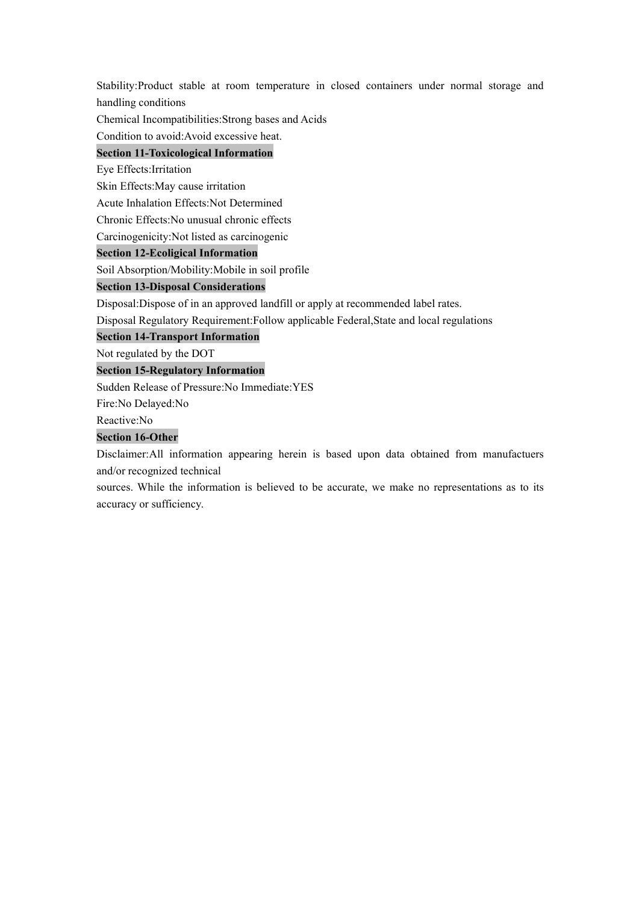Stability:Product stable at room temperature in closed containers under normal storage and handling conditions

Chemical Incompatibilities:Strong bases and Acids

Condition to avoid:Avoid excessive heat.

## Section 11-Toxicological Information

Eye Effects:Irritation

Skin Effects:May cause irritation

Acute Inhalation Effects:Not Determined

Chronic Effects:No unusual chronic effects

Carcinogenicity:Not listed as carcinogenic

## Section 12-Ecoligical Information

Soil Absorption/Mobility:Mobile in soil profile

## Section 13-Disposal Considerations

Disposal:Dispose of in an approved landfill or apply at recommended label rates.

Disposal Regulatory Requirement:Follow applicable Federal,State and local regulations

## Section 14-Transport Information

Not regulated by the DOT

## Section 15-Regulatory Information

Sudden Release of Pressure:No Immediate:YES

Fire:No Delayed:No

Reactive:No

## Section 16-Other

Disclaimer:All information appearing herein is based upon data obtained from manufactuers and/or recognized technical

sources. While the information is believed to be accurate, we make no representations as to its accuracy or sufficiency.